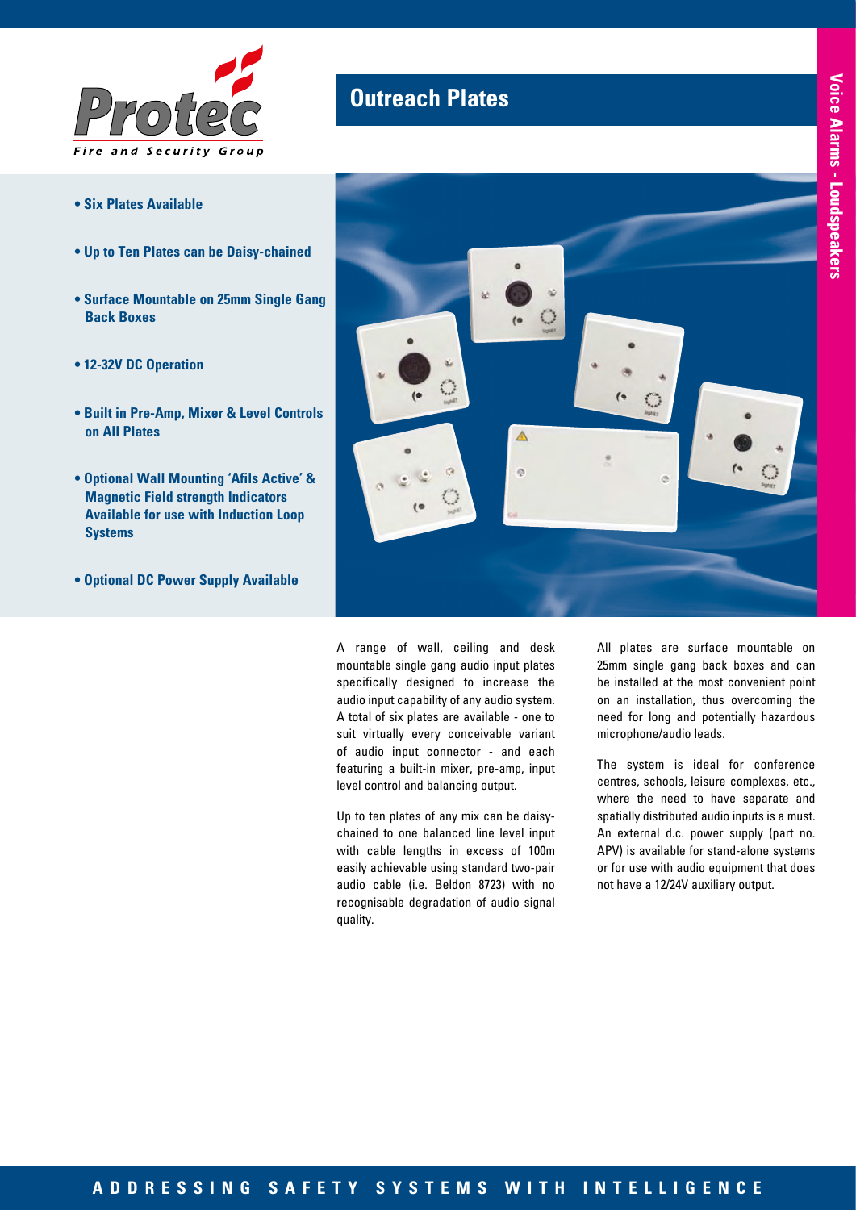# Outreach Plates

- **Six Plates Available**
- **Up to Ten Plates can be Daisy-chained**
- **Surface Mountable on 25mm Single Gang Back Boxes**
- **12-32V DC Operation**
- **Built in Pre-Amp, Mixer & Level Controls on All Plates**
- **Optional Wall Mounting 'Afils Active' & Magnetic Field strength Indicators Available for use with Induction Loop Systems**
- **Optional DC Power Supply Available**

A range of wall, ceiling and desk mountable single gang audio input plates specifically designed to increase the audio input capability of any audio system. A total of six plates are available - one to suit virtually every conceivable variant of audio input connector - and each featuring a built-in mixer, pre-amp, input level control and balancing output.

Up to ten plates of any mix can be daisy-chained to one balanced line level input with cable lengths in excess of 100m easily achievable using standard two-pair audio cable (i.e. Beldon 8723) with no recognisable degradation of audio signal quality.

All plates are surface mountable on 25mm single gang back boxes and can be installed at the most convenient point on an installation, thus overcoming the need for long and potentially hazardous microphone/audio leads.

The system is ideal for conference centres, schools, leisure complexes, etc., where the need to have separate and spatially distributed audio inputs is a must. An external d.c. power supply (part no. APV) is available for stand-alone systems or for use with audio equipment that does not have a 12/24V auxiliary output.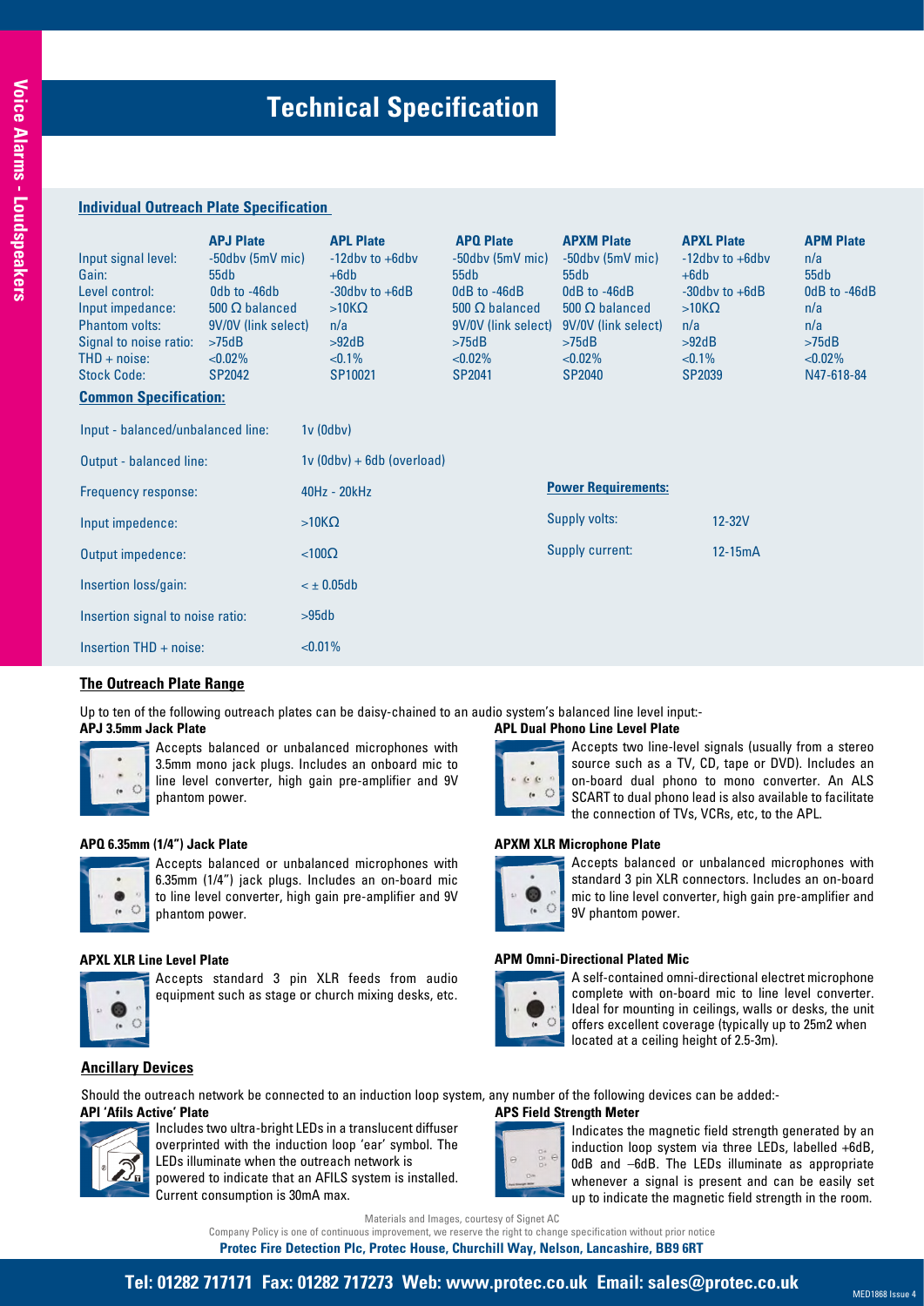# Technical Specification

## Individual Outreach Plate Specification

| | APJ Plate | APL Plate | APQ Plate | APXM Plate | APXL Plate | APM Plate |
|---|---|---|---|---|---|---|
| Input signal level: | -50dbv (5mV mic) | -12dbv to +6dbv | -50dbv (5mV mic) | -50dbv (5mV mic) | -12dbv to +6dbv | n/a |
| Gain: | 55db | +6db | 55db | 55db | +6db | 55db |
| Level control: | 0db to -46db | -30dbv to +6dB | 0dB to -46dB | 0dB to -46dB | -30dbv to +6dB | 0dB to -46dB |
| Input impedance: | 500 Ω balanced | >10KΩ | 500 Ω balanced | 500 Ω balanced | >10KΩ | n/a |
| Phantom volts: | 9V/0V (link select) | n/a | 9V/0V (link select) | 9V/0V (link select) | n/a | n/a |
| Signal to noise ratio: | >75dB | >92dB | >75dB | >75dB | >92dB | >75dB |
| THD + noise: | <0.02% | <0.1% | <0.02% | <0.02% | <0.1% | <0.02% |
| Stock Code: | SP2042 | SP10021 | SP2041 | SP2040 | SP2039 | N47-618-84 |

## Common Specification:

| | |
|---|---|
| Input - balanced/unbalanced line: | 1v (0dbv) |
| Output - balanced line: | 1v (0dbv) + 6db (overload) |
| Frequency response: | 40Hz - 20kHz |
| Input impedence: | >10KΩ |
| Output impedence: | <100Ω |
| Insertion loss/gain: | < ± 0.05db |
| Insertion signal to noise ratio: | >95db |
| Insertion THD + noise: | <0.01% |

### Power Requirements:

| | |
|---|---|
| Supply volts: | 12-32V |
| Supply current: | 12-15mA |

## The Outreach Plate Range

Up to ten of the following outreach plates can be daisy-chained to an audio system's balanced line level input:-

**APJ 3.5mm Jack Plate**

Accepts balanced or unbalanced microphones with 3.5mm mono jack plugs. Includes an onboard mic to line level converter, high gain pre-amplifier and 9V phantom power.

**APQ 6.35mm (1/4") Jack Plate**

Accepts balanced or unbalanced microphones with 6.35mm (1/4") jack plugs. Includes an on-board mic to line level converter, high gain pre-amplifier and 9V phantom power.

**APXL XLR Line Level Plate**

Accepts standard 3 pin XLR feeds from audio equipment such as stage or church mixing desks, etc.

**APL Dual Phono Line Level Plate**

Accepts two line-level signals (usually from a stereo source such as a TV, CD, tape or DVD). Includes an on-board dual phono to mono converter. An ALS SCART to dual phono lead is also available to facilitate the connection of TVs, VCRs, etc, to the APL.

**APXM XLR Microphone Plate**

Accepts balanced or unbalanced microphones with standard 3 pin XLR connectors. Includes an on-board mic to line level converter, high gain pre-amplifier and 9V phantom power.

**APM Omni-Directional Plated Mic**

A self-contained omni-directional electret microphone complete with on-board mic to line level converter. Ideal for mounting in ceilings, walls or desks, the unit offers excellent coverage (typically up to 25m2 when located at a ceiling height of 2.5-3m).

## Ancillary Devices

Should the outreach network be connected to an induction loop system, any number of the following devices can be added:-

**API 'Afils Active' Plate**

Includes two ultra-bright LEDs in a translucent diffuser overprinted with the induction loop 'ear' symbol. The LEDs illuminate when the outreach network is powered to indicate that an AFILS system is installed. Current consumption is 30mA max.

**APS Field Strength Meter**

Indicates the magnetic field strength generated by an induction loop system via three LEDs, labelled +6dB, 0dB and –6dB. The LEDs illuminate as appropriate whenever a signal is present and can be easily set up to indicate the magnetic field strength in the room.

Materials and Images, courtesy of Signet AC

Company Policy is one of continuous improvement, we reserve the right to change specification without prior notice

**Protec Fire Detection Plc, Protec House, Churchill Way, Nelson, Lancashire, BB9 6RT**

**Tel: 01282 717171 Fax: 01282 717273 Web: www.protec.co.uk Email: sales@protec.co.uk**

MED1868 Issue 4